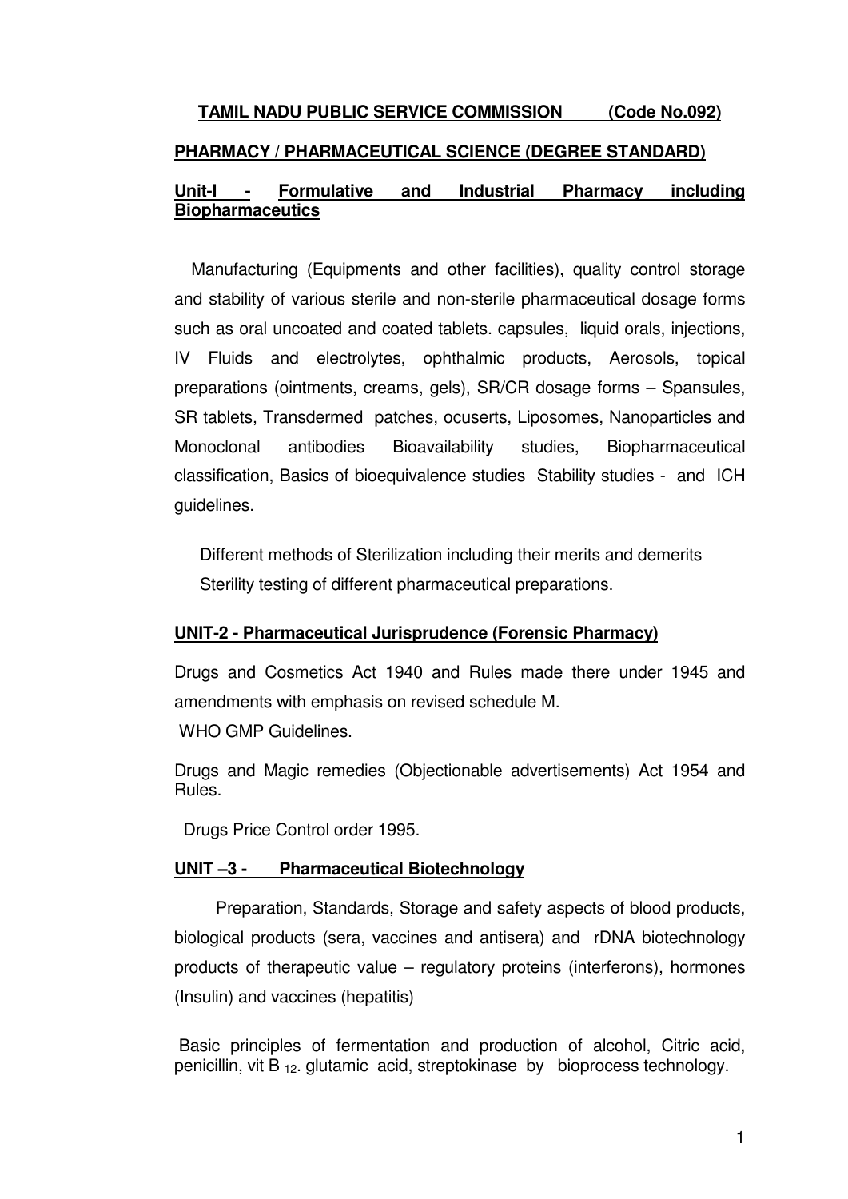**TAMIL NADU PUBLIC SERVICE COMMISSION (Code No.092)**

## PHARMACY / PHARMACEUTICAL SCIENCE (DEGREE STANDARD)

### Unit-I - Formulative and Industrial Pharmacy including Biopharmaceutics

Manufacturing (Equipments and other facilities), quality control storage and stability of various sterile and non-sterile pharmaceutical dosage forms such as oral uncoated and coated tablets. capsules, liquid orals, injections, IV Fluids and electrolytes, ophthalmic products, Aerosols, topical preparations (ointments, creams, gels), SR/CR dosage forms – Spansules, SR tablets, Transdermed patches, ocuserts, Liposomes, Nanoparticles and Monoclonal antibodies Bioavailability studies, Biopharmaceutical classification, Basics of bioequivalence studies Stability studies - and ICH guidelines.

Different methods of Sterilization including their merits and demerits
Sterility testing of different pharmaceutical preparations.

### UNIT-2 - Pharmaceutical Jurisprudence (Forensic Pharmacy)

Drugs and Cosmetics Act 1940 and Rules made there under 1945 and amendments with emphasis on revised schedule M.

WHO GMP Guidelines.

Drugs and Magic remedies (Objectionable advertisements) Act 1954 and Rules.

Drugs Price Control order 1995.

### UNIT –3 - Pharmaceutical Biotechnology

Preparation, Standards, Storage and safety aspects of blood products, biological products (sera, vaccines and antisera) and rDNA biotechnology products of therapeutic value – regulatory proteins (interferons), hormones (Insulin) and vaccines (hepatitis)

Basic principles of fermentation and production of alcohol, Citric acid, penicillin, vit $B_{12}$. glutamic acid, streptokinase by bioprocess technology.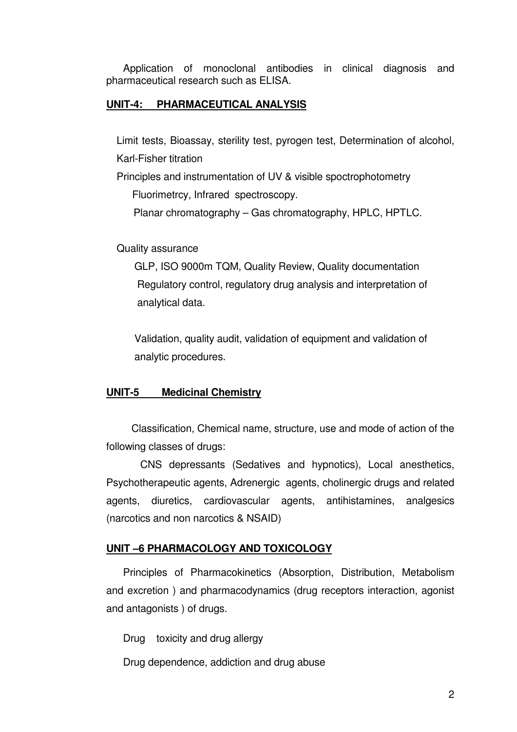Application of monoclonal antibodies in clinical diagnosis and pharmaceutical research such as ELISA.

## UNIT-4: PHARMACEUTICAL ANALYSIS

Limit tests, Bioassay, sterility test, pyrogen test, Determination of alcohol, Karl-Fisher titration

Principles and instrumentation of UV & visible spoctrophotometry

Fluorimetrcy, Infrared spectroscopy.

Planar chromatography – Gas chromatography, HPLC, HPTLC.

Quality assurance

GLP, ISO 9000m TQM, Quality Review, Quality documentation

Regulatory control, regulatory drug analysis and interpretation of analytical data.

Validation, quality audit, validation of equipment and validation of analytic procedures.

## UNIT-5 Medicinal Chemistry

Classification, Chemical name, structure, use and mode of action of the following classes of drugs:

CNS depressants (Sedatives and hypnotics), Local anesthetics, Psychotherapeutic agents, Adrenergic agents, cholinergic drugs and related agents, diuretics, cardiovascular agents, antihistamines, analgesics (narcotics and non narcotics & NSAID)

## UNIT –6 PHARMACOLOGY AND TOXICOLOGY

Principles of Pharmacokinetics (Absorption, Distribution, Metabolism and excretion ) and pharmacodynamics (drug receptors interaction, agonist and antagonists ) of drugs.

Drug toxicity and drug allergy

Drug dependence, addiction and drug abuse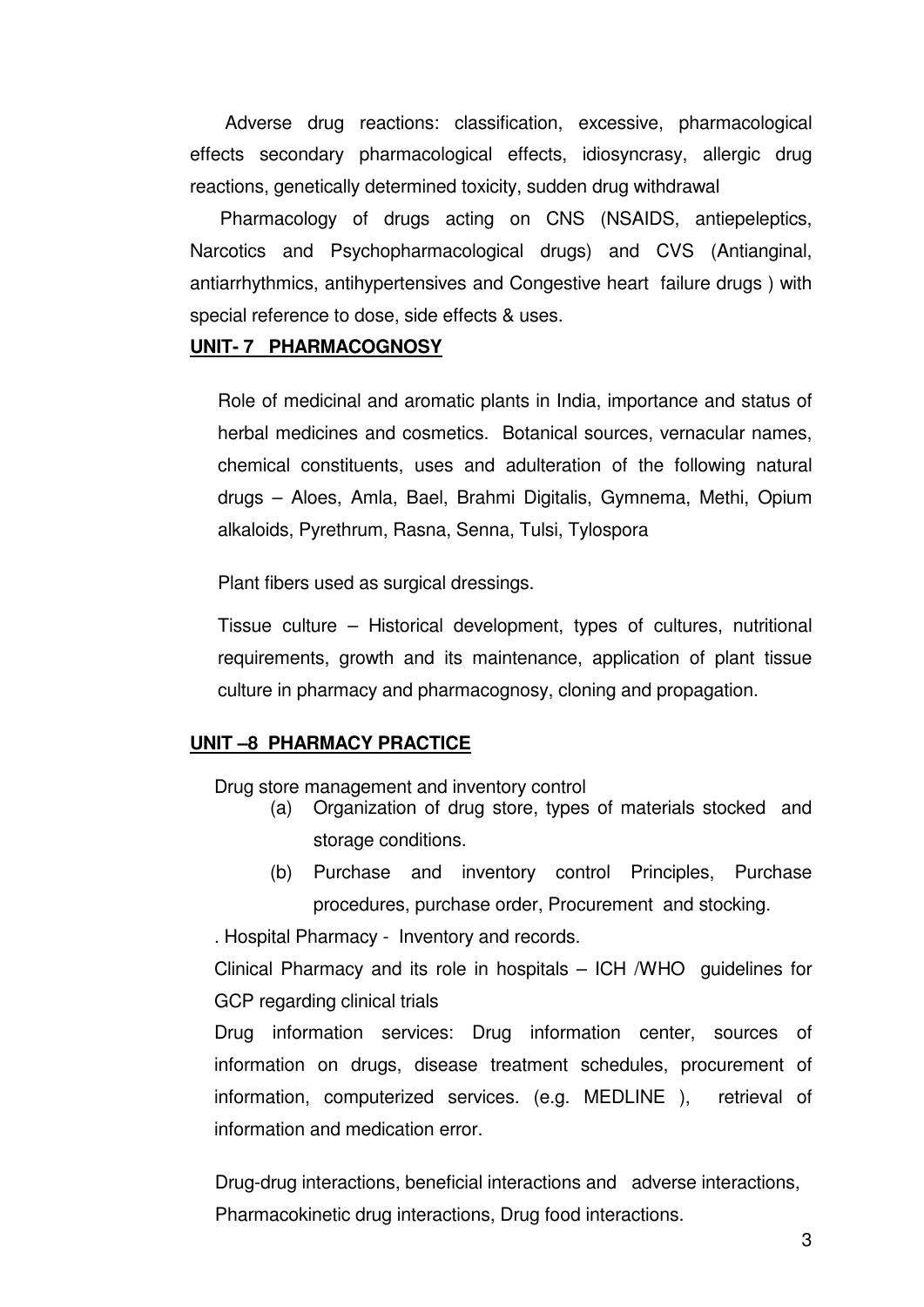Adverse drug reactions: classification, excessive, pharmacological effects secondary pharmacological effects, idiosyncrasy, allergic drug reactions, genetically determined toxicity, sudden drug withdrawal

Pharmacology of drugs acting on CNS (NSAIDS, antiepeleptics, Narcotics and Psychopharmacological drugs) and CVS (Antianginal, antiarrhythmics, antihypertensives and Congestive heart failure drugs ) with special reference to dose, side effects & uses.

**UNIT- 7 PHARMACOGNOSY**

Role of medicinal and aromatic plants in India, importance and status of herbal medicines and cosmetics. Botanical sources, vernacular names, chemical constituents, uses and adulteration of the following natural drugs – Aloes, Amla, Bael, Brahmi Digitalis, Gymnema, Methi, Opium alkaloids, Pyrethrum, Rasna, Senna, Tulsi, Tylospora

Plant fibers used as surgical dressings.

Tissue culture – Historical development, types of cultures, nutritional requirements, growth and its maintenance, application of plant tissue culture in pharmacy and pharmacognosy, cloning and propagation.

**UNIT –8 PHARMACY PRACTICE**

Drug store management and inventory control

(a) Organization of drug store, types of materials stocked and storage conditions.

(b) Purchase and inventory control Principles, Purchase procedures, purchase order, Procurement and stocking.

. Hospital Pharmacy - Inventory and records.

Clinical Pharmacy and its role in hospitals – ICH /WHO guidelines for GCP regarding clinical trials

Drug information services: Drug information center, sources of information on drugs, disease treatment schedules, procurement of information, computerized services. (e.g. MEDLINE ), retrieval of information and medication error.

Drug-drug interactions, beneficial interactions and adverse interactions, Pharmacokinetic drug interactions, Drug food interactions.